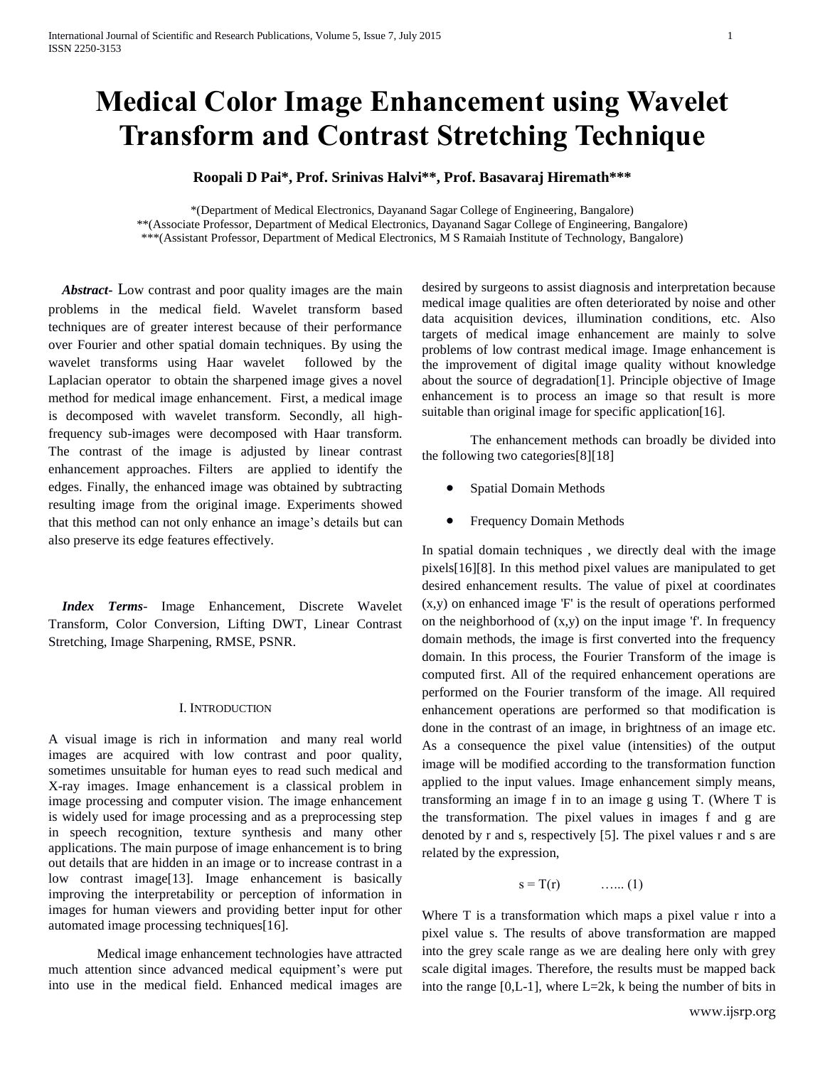# Medical Color Image Enhancement using Wavelet Transform and Contrast Stretching Technique

**Roopali D Pai*, Prof. Srinivas Halvi**, Prof. Basavaraj Hiremath*****

*(Department of Medical Electronics, Dayanand Sagar College of Engineering, Bangalore)
**(Associate Professor, Department of Medical Electronics, Dayanand Sagar College of Engineering, Bangalore)
***(Assistant Professor, Department of Medical Electronics, M S Ramaiah Institute of Technology, Bangalore)

***Abstract-*** Low contrast and poor quality images are the main problems in the medical field. Wavelet transform based techniques are of greater interest because of their performance over Fourier and other spatial domain techniques. By using the wavelet transforms using Haar wavelet followed by the Laplacian operator to obtain the sharpened image gives a novel method for medical image enhancement. First, a medical image is decomposed with wavelet transform. Secondly, all high-frequency sub-images were decomposed with Haar transform. The contrast of the image is adjusted by linear contrast enhancement approaches. Filters are applied to identify the edges. Finally, the enhanced image was obtained by subtracting resulting image from the original image. Experiments showed that this method can not only enhance an image's details but can also preserve its edge features effectively.

***Index Terms-*** Image Enhancement, Discrete Wavelet Transform, Color Conversion, Lifting DWT, Linear Contrast Stretching, Image Sharpening, RMSE, PSNR.

## I. Introduction

A visual image is rich in information and many real world images are acquired with low contrast and poor quality, sometimes unsuitable for human eyes to read such medical and X-ray images. Image enhancement is a classical problem in image processing and computer vision. The image enhancement is widely used for image processing and as a preprocessing step in speech recognition, texture synthesis and many other applications. The main purpose of image enhancement is to bring out details that are hidden in an image or to increase contrast in a low contrast image[13]. Image enhancement is basically improving the interpretability or perception of information in images for human viewers and providing better input for other automated image processing techniques[16].

Medical image enhancement technologies have attracted much attention since advanced medical equipment's were put into use in the medical field. Enhanced medical images are desired by surgeons to assist diagnosis and interpretation because medical image qualities are often deteriorated by noise and other data acquisition devices, illumination conditions, etc. Also targets of medical image enhancement are mainly to solve problems of low contrast medical image. Image enhancement is the improvement of digital image quality without knowledge about the source of degradation[1]. Principle objective of Image enhancement is to process an image so that result is more suitable than original image for specific application[16].

The enhancement methods can broadly be divided into the following two categories[8][18]

- Spatial Domain Methods
- Frequency Domain Methods

In spatial domain techniques , we directly deal with the image pixels[16][8]. In this method pixel values are manipulated to get desired enhancement results. The value of pixel at coordinates (x,y) on enhanced image 'F' is the result of operations performed on the neighborhood of (x,y) on the input image 'f'. In frequency domain methods, the image is first converted into the frequency domain. In this process, the Fourier Transform of the image is computed first. All of the required enhancement operations are performed on the Fourier transform of the image. All required enhancement operations are performed so that modification is done in the contrast of an image, in brightness of an image etc. As a consequence the pixel value (intensities) of the output image will be modified according to the transformation function applied to the input values. Image enhancement simply means, transforming an image f in to an image g using T. (Where T is the transformation. The pixel values in images f and g are denoted by r and s, respectively [5]. The pixel values r and s are related by the expression,

$$s = T(r) \qquad \text{…... (1)}$$

Where T is a transformation which maps a pixel value r into a pixel value s. The results of above transformation are mapped into the grey scale range as we are dealing here only with grey scale digital images. Therefore, the results must be mapped back into the range [0,L-1], where L=2k, k being the number of bits in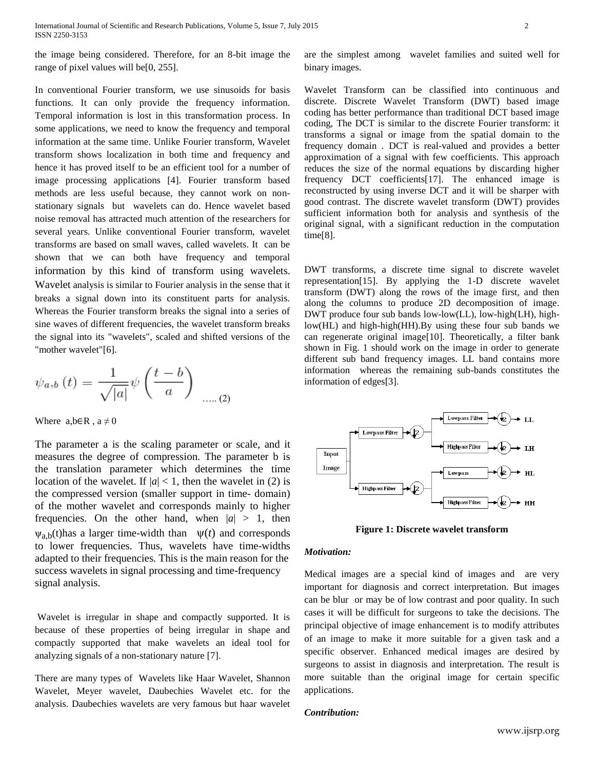the image being considered. Therefore, for an 8-bit image the range of pixel values will be[0, 255].

In conventional Fourier transform, we use sinusoids for basis functions. It can only provide the frequency information. Temporal information is lost in this transformation process. In some applications, we need to know the frequency and temporal information at the same time. Unlike Fourier transform, Wavelet transform shows localization in both time and frequency and hence it has proved itself to be an efficient tool for a number of image processing applications [4]. Fourier transform based methods are less useful because, they cannot work on non-stationary signals but wavelets can do. Hence wavelet based noise removal has attracted much attention of the researchers for several years. Unlike conventional Fourier transform, wavelet transforms are based on small waves, called wavelets. It can be shown that we can both have frequency and temporal information by this kind of transform using wavelets. Wavelet analysis is similar to Fourier analysis in the sense that it breaks a signal down into its constituent parts for analysis. Whereas the Fourier transform breaks the signal into a series of sine waves of different frequencies, the wavelet transform breaks the signal into its "wavelets", scaled and shifted versions of the "mother wavelet"[6].

$$\psi_{a,b}(t) = \frac{1}{\sqrt{|a|}}\psi\left(\frac{t-b}{a}\right) \quad \text{….. (2)}$$

Where $a,b \in R$ , $a \neq 0$

The parameter a is the scaling parameter or scale, and it measures the degree of compression. The parameter b is the translation parameter which determines the time location of the wavelet. If $|a| < 1$, then the wavelet in (2) is the compressed version (smaller support in time- domain) of the mother wavelet and corresponds mainly to higher frequencies. On the other hand, when $|a| > 1$, then $\psi_{a,b}(t)$has a larger time-width than $\psi(t)$ and corresponds to lower frequencies. Thus, wavelets have time-widths adapted to their frequencies. This is the main reason for the success wavelets in signal processing and time-frequency signal analysis.

Wavelet is irregular in shape and compactly supported. It is because of these properties of being irregular in shape and compactly supported that make wavelets an ideal tool for analyzing signals of a non-stationary nature [7].

There are many types of Wavelets like Haar Wavelet, Shannon Wavelet, Meyer wavelet, Daubechies Wavelet etc. for the analysis. Daubechies wavelets are very famous but haar wavelet are the simplest among wavelet families and suited well for binary images.

Wavelet Transform can be classified into continuous and discrete. Discrete Wavelet Transform (DWT) based image coding has better performance than traditional DCT based image coding, The DCT is similar to the discrete Fourier transform: it transforms a signal or image from the spatial domain to the frequency domain . DCT is real-valued and provides a better approximation of a signal with few coefficients. This approach reduces the size of the normal equations by discarding higher frequency DCT coefficients[17]. The enhanced image is reconstructed by using inverse DCT and it will be sharper with good contrast. The discrete wavelet transform (DWT) provides sufficient information both for analysis and synthesis of the original signal, with a significant reduction in the computation time[8].

DWT transforms, a discrete time signal to discrete wavelet representation[15]. By applying the 1-D discrete wavelet transform (DWT) along the rows of the image first, and then along the columns to produce 2D decomposition of image. DWT produce four sub bands low-low(LL), low-high(LH), high-low(HL) and high-high(HH).By using these four sub bands we can regenerate original image[10]. Theoretically, a filter bank shown in Fig. 1 should work on the image in order to generate different sub band frequency images. LL band contains more information whereas the remaining sub-bands constitutes the information of edges[3].

**Figure 1: Discrete wavelet transform**

***Motivation:***

Medical images are a special kind of images and are very important for diagnosis and correct interpretation. But images can be blur or may be of low contrast and poor quality. In such cases it will be difficult for surgeons to take the decisions. The principal objective of image enhancement is to modify attributes of an image to make it more suitable for a given task and a specific observer. Enhanced medical images are desired by surgeons to assist in diagnosis and interpretation. The result is more suitable than the original image for certain specific applications.

***Contribution:***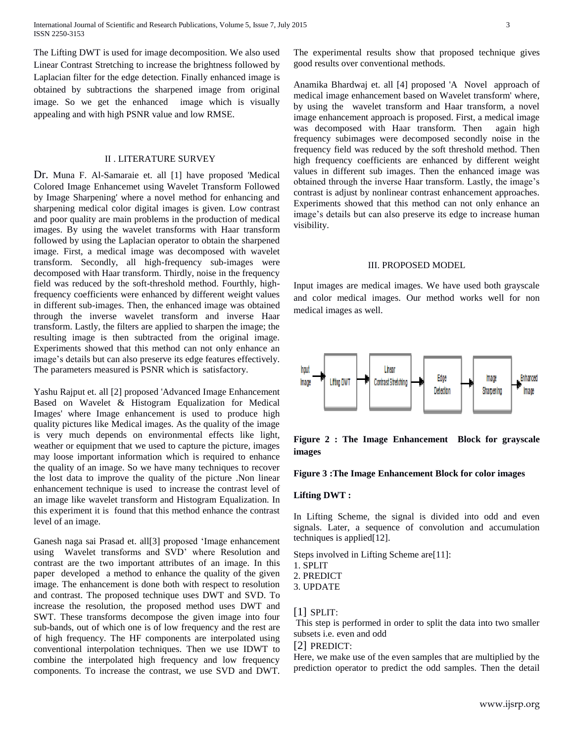The Lifting DWT is used for image decomposition. We also used Linear Contrast Stretching to increase the brightness followed by Laplacian filter for the edge detection. Finally enhanced image is obtained by subtractions the sharpened image from original image. So we get the enhanced image which is visually appealing and with high PSNR value and low RMSE.

## II . LITERATURE SURVEY

Dr. Muna F. Al-Samaraie et. all [1] have proposed 'Medical Colored Image Enhancemet using Wavelet Transform Followed by Image Sharpening' where a novel method for enhancing and sharpening medical color digital images is given. Low contrast and poor quality are main problems in the production of medical images. By using the wavelet transforms with Haar transform followed by using the Laplacian operator to obtain the sharpened image. First, a medical image was decomposed with wavelet transform. Secondly, all high-frequency sub-images were decomposed with Haar transform. Thirdly, noise in the frequency field was reduced by the soft-threshold method. Fourthly, high-frequency coefficients were enhanced by different weight values in different sub-images. Then, the enhanced image was obtained through the inverse wavelet transform and inverse Haar transform. Lastly, the filters are applied to sharpen the image; the resulting image is then subtracted from the original image. Experiments showed that this method can not only enhance an image's details but can also preserve its edge features effectively. The parameters measured is PSNR which is satisfactory.

Yashu Rajput et. all [2] proposed 'Advanced Image Enhancement Based on Wavelet & Histogram Equalization for Medical Images' where Image enhancement is used to produce high quality pictures like Medical images. As the quality of the image is very much depends on environmental effects like light, weather or equipment that we used to capture the picture, images may loose important information which is required to enhance the quality of an image. So we have many techniques to recover the lost data to improve the quality of the picture .Non linear enhancement technique is used to increase the contrast level of an image like wavelet transform and Histogram Equalization. In this experiment it is found that this method enhance the contrast level of an image.

Ganesh naga sai Prasad et. all[3] proposed 'Image enhancement using Wavelet transforms and SVD' where Resolution and contrast are the two important attributes of an image. In this paper developed a method to enhance the quality of the given image. The enhancement is done both with respect to resolution and contrast. The proposed technique uses DWT and SVD. To increase the resolution, the proposed method uses DWT and SWT. These transforms decompose the given image into four sub-bands, out of which one is of low frequency and the rest are of high frequency. The HF components are interpolated using conventional interpolation techniques. Then we use IDWT to combine the interpolated high frequency and low frequency components. To increase the contrast, we use SVD and DWT. The experimental results show that proposed technique gives good results over conventional methods.

Anamika Bhardwaj et. all [4] proposed 'A Novel approach of medical image enhancement based on Wavelet transform' where, by using the wavelet transform and Haar transform, a novel image enhancement approach is proposed. First, a medical image was decomposed with Haar transform. Then again high frequency subimages were decomposed secondly noise in the frequency field was reduced by the soft threshold method. Then high frequency coefficients are enhanced by different weight values in different sub images. Then the enhanced image was obtained through the inverse Haar transform. Lastly, the image's contrast is adjust by nonlinear contrast enhancement approaches. Experiments showed that this method can not only enhance an image's details but can also preserve its edge to increase human visibility.

## III. PROPOSED MODEL

Input images are medical images. We have used both grayscale and color medical images. Our method works well for non medical images as well.

Input Image → Lifting DWT → Linear Contrast Stretching → Edge Detection → Image Sharpening → Enhanced Image

**Figure 2 : The Image Enhancement Block for grayscale images**

**Figure 3 :The Image Enhancement Block for color images**

**Lifting DWT :**

In Lifting Scheme, the signal is divided into odd and even signals. Later, a sequence of convolution and accumulation techniques is applied[12].

Steps involved in Lifting Scheme are[11]:
1. SPLIT
2. PREDICT
3. UPDATE

[1] SPLIT:
This step is performed in order to split the data into two smaller subsets i.e. even and odd

[2] PREDICT:
Here, we make use of the even samples that are multiplied by the prediction operator to predict the odd samples. Then the detail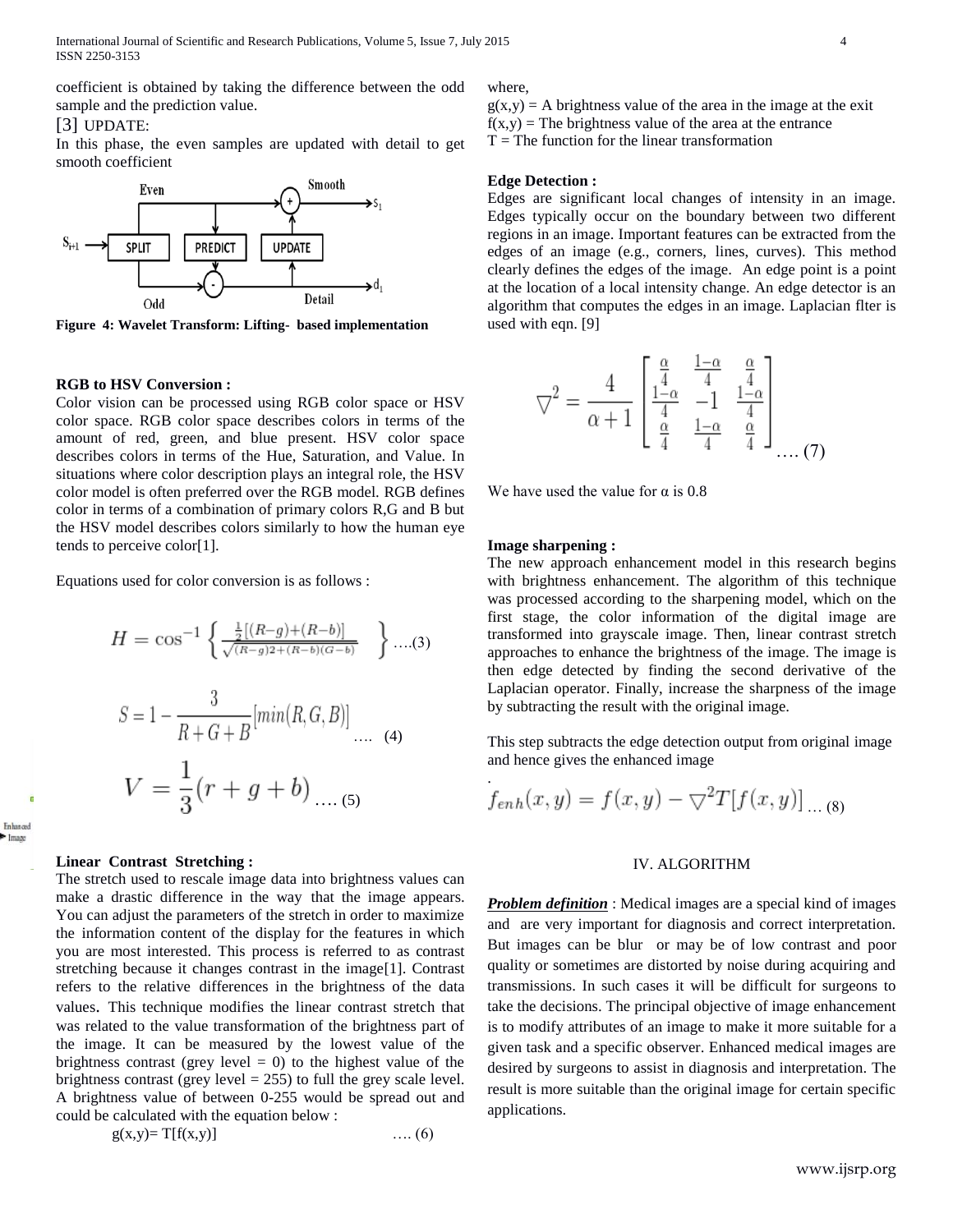coefficient is obtained by taking the difference between the odd sample and the prediction value.

[3] UPDATE:

In this phase, the even samples are updated with detail to get smooth coefficient

**Figure 4: Wavelet Transform: Lifting- based implementation**

**RGB to HSV Conversion :**

Color vision can be processed using RGB color space or HSV color space. RGB color space describes colors in terms of the amount of red, green, and blue present. HSV color space describes colors in terms of the Hue, Saturation, and Value. In situations where color description plays an integral role, the HSV color model is often preferred over the RGB model. RGB defines color in terms of a combination of primary colors R,G and B but the HSV model describes colors similarly to how the human eye tends to perceive color[1].

Equations used for color conversion is as follows :

$$H = \cos^{-1}\left\{ \frac{\frac{1}{2}[(R-g)+(R-b)]}{\sqrt{(R-g)2+(R-b)(G-b)}} \right\} \quad \text{....(3)}$$

$$S = 1 - \frac{3}{R+G+B}[min(R,G,B)] \quad \text{.... (4)}$$

$$V = \frac{1}{3}(r+g+b) \quad \text{.... (5)}$$

**Linear Contrast Stretching :**

The stretch used to rescale image data into brightness values can make a drastic difference in the way that the image appears. You can adjust the parameters of the stretch in order to maximize the information content of the display for the features in which you are most interested. This process is referred to as contrast stretching because it changes contrast in the image[1]. Contrast refers to the relative differences in the brightness of the data values. This technique modifies the linear contrast stretch that was related to the value transformation of the brightness part of the image. It can be measured by the lowest value of the brightness contrast (grey level = 0) to the highest value of the brightness contrast (grey level = 255) to full the grey scale level. A brightness value of between 0-255 would be spread out and could be calculated with the equation below :

$$g(x,y)= T[f(x,y)] \quad \text{.... (6)}$$

where,

$g(x,y)$ = A brightness value of the area in the image at the exit
$f(x,y)$ = The brightness value of the area at the entrance
T = The function for the linear transformation

**Edge Detection :**

Edges are significant local changes of intensity in an image. Edges typically occur on the boundary between two different regions in an image. Important features can be extracted from the edges of an image (e.g., corners, lines, curves). This method clearly defines the edges of the image. An edge point is a point at the location of a local intensity change. An edge detector is an algorithm that computes the edges in an image. Laplacian flter is used with eqn. [9]

$$\nabla^2 = \frac{4}{\alpha+1}\begin{bmatrix} \frac{\alpha}{4} & \frac{1-\alpha}{4} & \frac{\alpha}{4} \\ \frac{1-\alpha}{4} & -1 & \frac{1-\alpha}{4} \\ \frac{\alpha}{4} & \frac{1-\alpha}{4} & \frac{\alpha}{4} \end{bmatrix} \quad \text{.... (7)}$$

We have used the value for $\alpha$ is 0.8

**Image sharpening :**

The new approach enhancement model in this research begins with brightness enhancement. The algorithm of this technique was processed according to the sharpening model, which on the first stage, the color information of the digital image are transformed into grayscale image. Then, linear contrast stretch approaches to enhance the brightness of the image. The image is then edge detected by finding the second derivative of the Laplacian operator. Finally, increase the sharpness of the image by subtracting the result with the original image.

This step subtracts the edge detection output from original image and hence gives the enhanced image

$$f_{enh}(x,y) = f(x,y) - \nabla^2 T[f(x,y)] \quad \text{... (8)}$$

## IV. ALGORITHM

***Problem definition*** : Medical images are a special kind of images and are very important for diagnosis and correct interpretation. But images can be blur or may be of low contrast and poor quality or sometimes are distorted by noise during acquiring and transmissions. In such cases it will be difficult for surgeons to take the decisions. The principal objective of image enhancement is to modify attributes of an image to make it more suitable for a given task and a specific observer. Enhanced medical images are desired by surgeons to assist in diagnosis and interpretation. The result is more suitable than the original image for certain specific applications.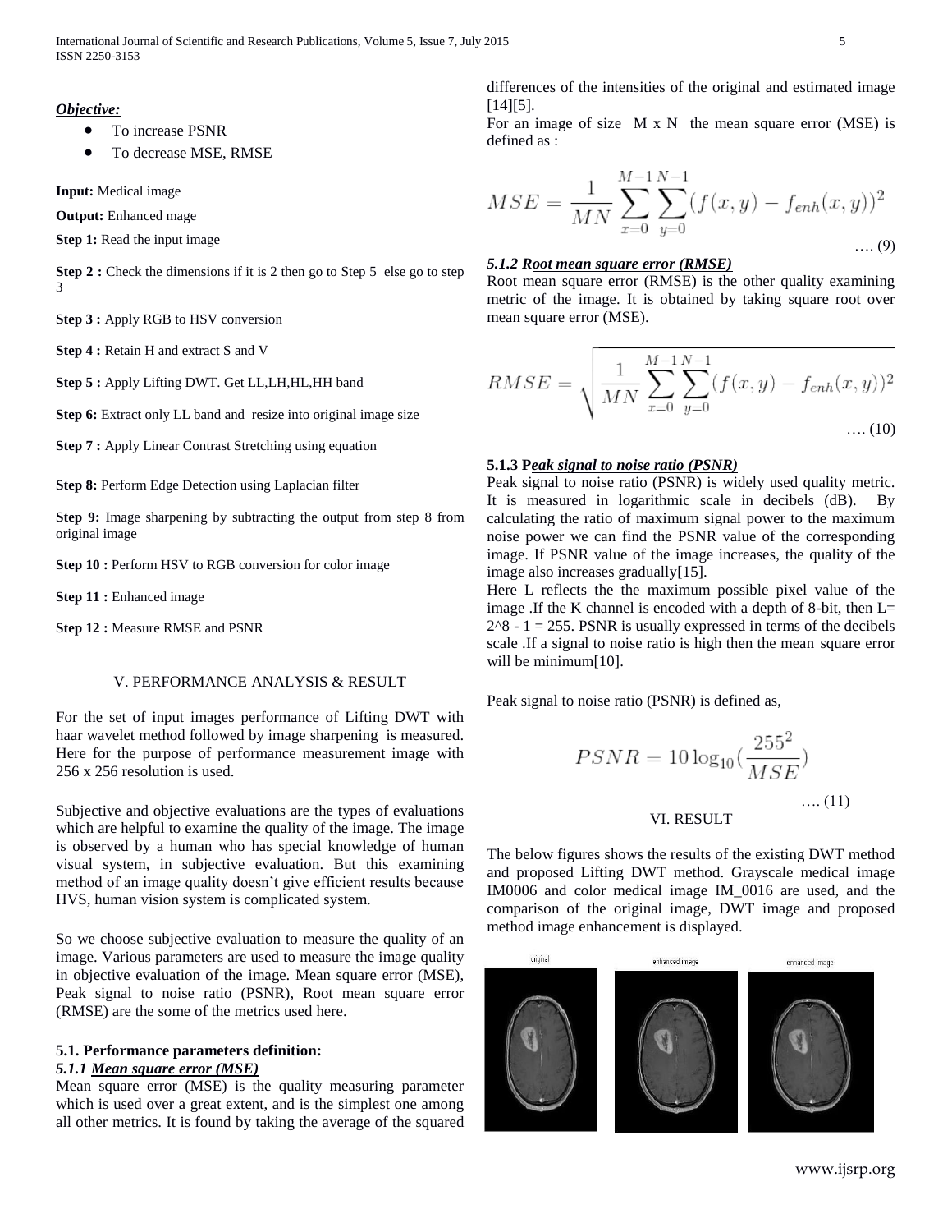***Objective:***

- To increase PSNR
- To decrease MSE, RMSE

**Input:** Medical image

**Output:** Enhanced mage

**Step 1:** Read the input image

**Step 2 :** Check the dimensions if it is 2 then go to Step 5 else go to step 3

**Step 3 :** Apply RGB to HSV conversion

**Step 4 :** Retain H and extract S and V

**Step 5 :** Apply Lifting DWT. Get LL,LH,HL,HH band

**Step 6:** Extract only LL band and resize into original image size

**Step 7 :** Apply Linear Contrast Stretching using equation

**Step 8:** Perform Edge Detection using Laplacian filter

**Step 9:** Image sharpening by subtracting the output from step 8 from original image

**Step 10 :** Perform HSV to RGB conversion for color image

**Step 11 :** Enhanced image

**Step 12 :** Measure RMSE and PSNR

## V. PERFORMANCE ANALYSIS & RESULT

For the set of input images performance of Lifting DWT with haar wavelet method followed by image sharpening is measured. Here for the purpose of performance measurement image with 256 x 256 resolution is used.

Subjective and objective evaluations are the types of evaluations which are helpful to examine the quality of the image. The image is observed by a human who has special knowledge of human visual system, in subjective evaluation. But this examining method of an image quality doesn't give efficient results because HVS, human vision system is complicated system.

So we choose subjective evaluation to measure the quality of an image. Various parameters are used to measure the image quality in objective evaluation of the image. Mean square error (MSE), Peak signal to noise ratio (PSNR), Root mean square error (RMSE) are the some of the metrics used here.

### 5.1. Performance parameters definition:

#### *5.1.1 Mean square error (MSE)*

Mean square error (MSE) is the quality measuring parameter which is used over a great extent, and is the simplest one among all other metrics. It is found by taking the average of the squared differences of the intensities of the original and estimated image [14][5].

For an image of size M x N the mean square error (MSE) is defined as :

$$MSE = \frac{1}{MN}\sum_{x=0}^{M-1}\sum_{y=0}^{N-1}(f(x,y) - f_{enh}(x,y))^2 \quad \text{.... (9)}$$

#### *5.1.2 Root mean square error (RMSE)*

Root mean square error (RMSE) is the other quality examining metric of the image. It is obtained by taking square root over mean square error (MSE).

$$RMSE = \sqrt{\frac{1}{MN}\sum_{x=0}^{M-1}\sum_{y=0}^{N-1}(f(x,y) - f_{enh}(x,y))^2} \quad \text{.... (10)}$$

#### 5.1.3 *Peak signal to noise ratio (PSNR)*

Peak signal to noise ratio (PSNR) is widely used quality metric. It is measured in logarithmic scale in decibels (dB). By calculating the ratio of maximum signal power to the maximum noise power we can find the PSNR value of the corresponding image. If PSNR value of the image increases, the quality of the image also increases gradually[15].

Here L reflects the the maximum possible pixel value of the image .If the K channel is encoded with a depth of 8-bit, then L= 2^8 - 1 = 255. PSNR is usually expressed in terms of the decibels scale .If a signal to noise ratio is high then the mean square error will be minimum[10].

Peak signal to noise ratio (PSNR) is defined as,

$$PSNR = 10\log_{10}\left(\frac{255^2}{MSE}\right) \quad \text{.... (11)}$$

## VI. RESULT

The below figures shows the results of the existing DWT method and proposed Lifting DWT method. Grayscale medical image IM0006 and color medical image IM_0016 are used, and the comparison of the original image, DWT image and proposed method image enhancement is displayed.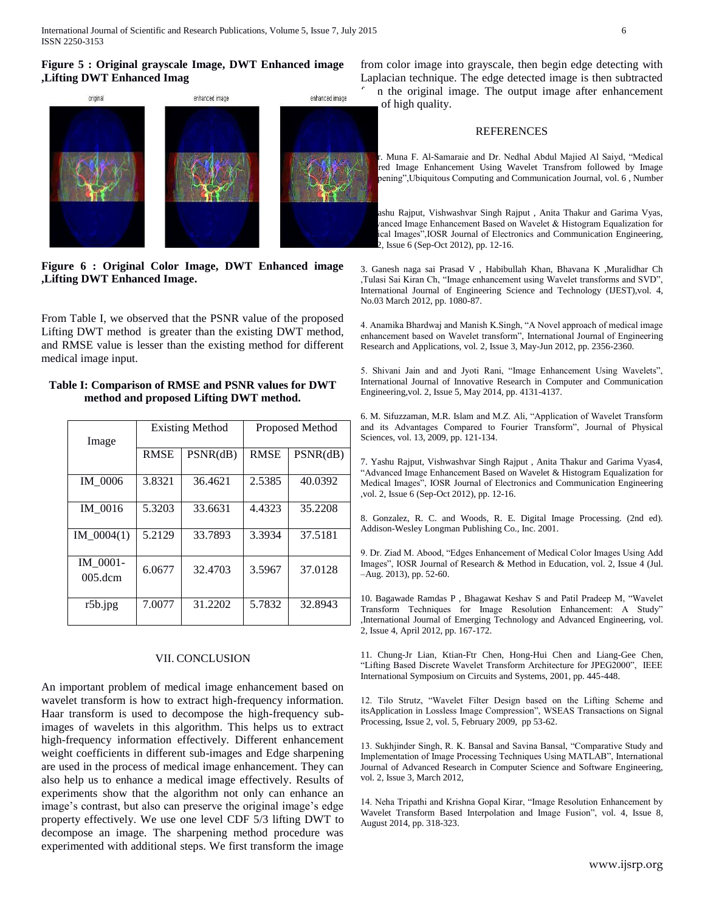**Figure 5 : Original grayscale Image, DWT Enhanced image ,Lifting DWT Enhanced Imag**

**Figure 6 : Original Color Image, DWT Enhanced image ,Lifting DWT Enhanced Image.**

From Table I, we observed that the PSNR value of the proposed Lifting DWT method is greater than the existing DWT method, and RMSE value is lesser than the existing method for different medical image input.

**Table I: Comparison of RMSE and PSNR values for DWT method and proposed Lifting DWT method.**

| Image | Existing Method | | Proposed Method | |
|---|---|---|---|---|
| | RMSE | PSNR(dB) | RMSE | PSNR(dB) |
| IM_0006 | 3.8321 | 36.4621 | 2.5385 | 40.0392 |
| IM_0016 | 5.3203 | 33.6631 | 4.4323 | 35.2208 |
| IM_0004(1) | 5.2129 | 33.7893 | 3.3934 | 37.5181 |
| IM_0001-005.dcm | 6.0677 | 32.4703 | 3.5967 | 37.0128 |
| r5b.jpg | 7.0077 | 31.2202 | 5.7832 | 32.8943 |

## VII. CONCLUSION

An important problem of medical image enhancement based on wavelet transform is how to extract high-frequency information. Haar transform is used to decompose the high-frequency sub-images of wavelets in this algorithm. This helps us to extract high-frequency information effectively. Different enhancement weight coefficients in different sub-images and Edge sharpening are used in the process of medical image enhancement. They can also help us to enhance a medical image effectively. Results of experiments show that the algorithm not only can enhance an image's contrast, but also can preserve the original image's edge property effectively. We use one level CDF 5/3 lifting DWT to decompose an image. The sharpening method procedure was experimented with additional steps. We first transform the image from color image into grayscale, then begin edge detecting with Laplacian technique. The edge detected image is then subtracted from the original image. The output image after enhancement is of high quality.

## REFERENCES

1. Dr. Muna F. Al-Samaraie and Dr. Nedhal Abdul Majied Al Saiyd, "Medical Colored Image Enhancement Using Wavelet Transfrom followed by Image Sharpening",Ubiquitous Computing and Communication Journal, vol. 6 , Number

2. Yashu Rajput, Vishwashvar Singh Rajput , Anita Thakur and Garima Vyas, "Advanced Image Enhancement Based on Wavelet & Histogram Equalization for Medical Images",IOSR Journal of Electronics and Communication Engineering, vol. 2, Issue 6 (Sep-Oct 2012), pp. 12-16.

3. Ganesh naga sai Prasad V , Habibullah Khan, Bhavana K ,Muralidhar Ch ,Tulasi Sai Kiran Ch, "Image enhancement using Wavelet transforms and SVD", International Journal of Engineering Science and Technology (IJEST),vol. 4, No.03 March 2012, pp. 1080-87.

4. Anamika Bhardwaj and Manish K.Singh, "A Novel approach of medical image enhancement based on Wavelet transform", International Journal of Engineering Research and Applications, vol. 2, Issue 3, May-Jun 2012, pp. 2356-2360.

5. Shivani Jain and and Jyoti Rani, "Image Enhancement Using Wavelets", International Journal of Innovative Research in Computer and Communication Engineering,vol. 2, Issue 5, May 2014, pp. 4131-4137.

6. M. Sifuzzaman, M.R. Islam and M.Z. Ali, "Application of Wavelet Transform and its Advantages Compared to Fourier Transform", Journal of Physical Sciences, vol. 13, 2009, pp. 121-134.

7. Yashu Rajput, Vishwashvar Singh Rajput , Anita Thakur and Garima Vyas4, "Advanced Image Enhancement Based on Wavelet & Histogram Equalization for Medical Images", IOSR Journal of Electronics and Communication Engineering ,vol. 2, Issue 6 (Sep-Oct 2012), pp. 12-16.

8. Gonzalez, R. C. and Woods, R. E. Digital Image Processing. (2nd ed). Addison-Wesley Longman Publishing Co., Inc. 2001.

9. Dr. Ziad M. Abood, "Edges Enhancement of Medical Color Images Using Add Images", IOSR Journal of Research & Method in Education, vol. 2, Issue 4 (Jul. –Aug. 2013), pp. 52-60.

10. Bagawade Ramdas P , Bhagawat Keshav S and Patil Pradeep M, "Wavelet Transform Techniques for Image Resolution Enhancement: A Study" ,International Journal of Emerging Technology and Advanced Engineering, vol. 2, Issue 4, April 2012, pp. 167-172.

11. Chung-Jr Lian, Ktian-Ftr Chen, Hong-Hui Chen and Liang-Gee Chen, "Lifting Based Discrete Wavelet Transform Architecture for JPEG2000", IEEE International Symposium on Circuits and Systems, 2001, pp. 445-448.

12. Tilo Strutz, "Wavelet Filter Design based on the Lifting Scheme and itsApplication in Lossless Image Compression", WSEAS Transactions on Signal Processing, Issue 2, vol. 5, February 2009, pp 53-62.

13. Sukhjinder Singh, R. K. Bansal and Savina Bansal, "Comparative Study and Implementation of Image Processing Techniques Using MATLAB", International Journal of Advanced Research in Computer Science and Software Engineering, vol. 2, Issue 3, March 2012,

14. Neha Tripathi and Krishna Gopal Kirar, "Image Resolution Enhancement by Wavelet Transform Based Interpolation and Image Fusion", vol. 4, Issue 8, August 2014, pp. 318-323.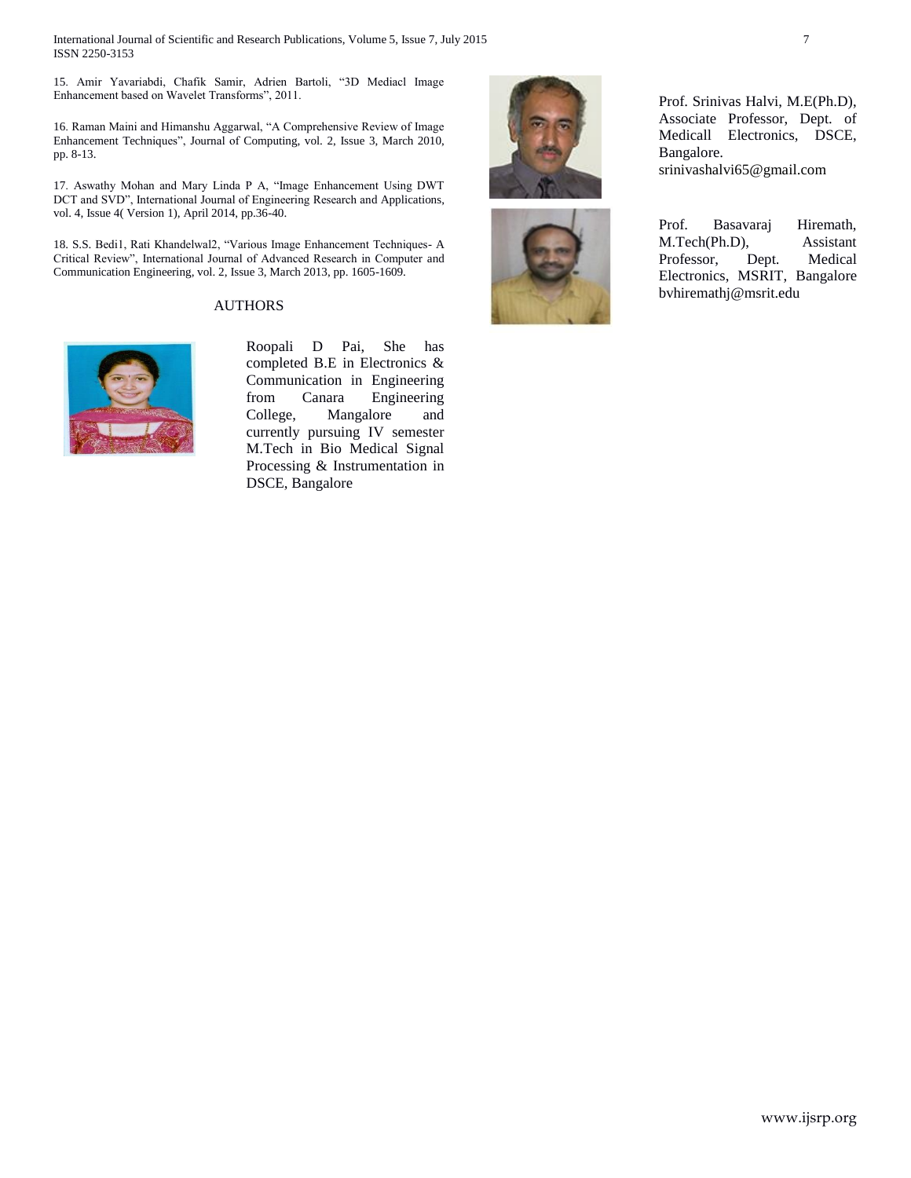15. Amir Yavariabdi, Chafik Samir, Adrien Bartoli, “3D Mediacl Image Enhancement based on Wavelet Transforms”, 2011.

16. Raman Maini and Himanshu Aggarwal, “A Comprehensive Review of Image Enhancement Techniques”, Journal of Computing, vol. 2, Issue 3, March 2010, pp. 8-13.

17. Aswathy Mohan and Mary Linda P A, “Image Enhancement Using DWT DCT and SVD”, International Journal of Engineering Research and Applications, vol. 4, Issue 4( Version 1), April 2014, pp.36-40.

18. S.S. Bedi1, Rati Khandelwal2, “Various Image Enhancement Techniques- A Critical Review”, International Journal of Advanced Research in Computer and Communication Engineering, vol. 2, Issue 3, March 2013, pp. 1605-1609.

## AUTHORS

Roopali D Pai, She has completed B.E in Electronics & Communication in Engineering from Canara Engineering College, Mangalore and currently pursuing IV semester M.Tech in Bio Medical Signal Processing & Instrumentation in DSCE, Bangalore

Prof. Srinivas Halvi, M.E(Ph.D), Associate Professor, Dept. of Medicall Electronics, DSCE, Bangalore.
srinivashalvi65@gmail.com

Prof. Basavaraj Hiremath, M.Tech(Ph.D), Assistant Professor, Dept. Medical Electronics, MSRIT, Bangalore
bvhiremathj@msrit.edu